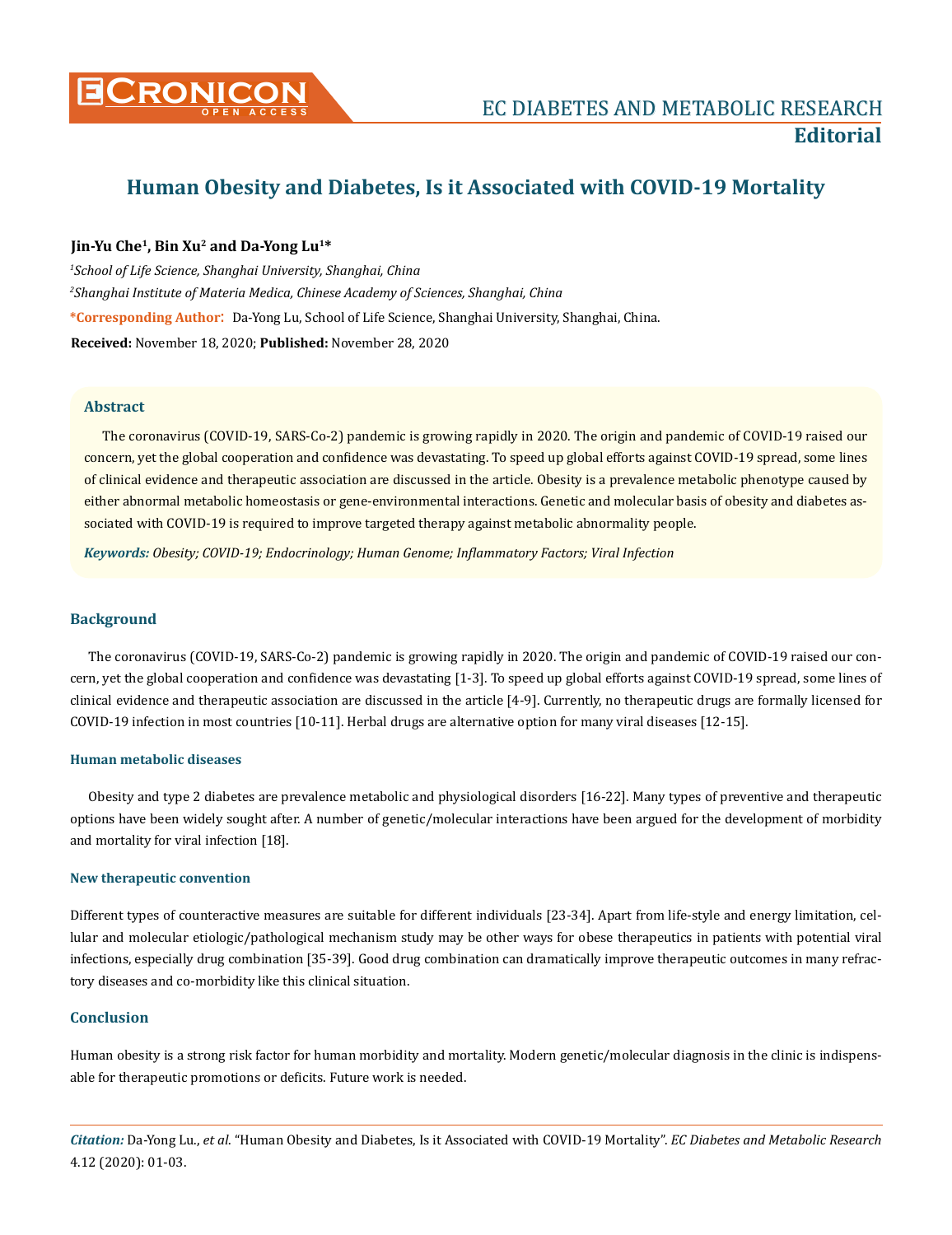# Human Obesity and Diabetes, Is it Associated with COVID-19 Mortality

**Jin-Yu Che[1], Bin Xu[2] and Da-Yong Lu[1]***

*[1]School of Life Science, Shanghai University, Shanghai, China*

*[2]Shanghai Institute of Materia Medica, Chinese Academy of Sciences, Shanghai, China*

**\*Corresponding Author:** Da-Yong Lu, School of Life Science, Shanghai University, Shanghai, China.

**Received:** November 18, 2020; **Published:** November 28, 2020

## Abstract

The coronavirus (COVID-19, SARS-Co-2) pandemic is growing rapidly in 2020. The origin and pandemic of COVID-19 raised our concern, yet the global cooperation and confidence was devastating. To speed up global efforts against COVID-19 spread, some lines of clinical evidence and therapeutic association are discussed in the article. Obesity is a prevalence metabolic phenotype caused by either abnormal metabolic homeostasis or gene-environmental interactions. Genetic and molecular basis of obesity and diabetes associated with COVID-19 is required to improve targeted therapy against metabolic abnormality people.

***Keywords:*** *Obesity; COVID-19; Endocrinology; Human Genome; Inflammatory Factors; Viral Infection*

## Background

The coronavirus (COVID-19, SARS-Co-2) pandemic is growing rapidly in 2020. The origin and pandemic of COVID-19 raised our concern, yet the global cooperation and confidence was devastating [1-3]. To speed up global efforts against COVID-19 spread, some lines of clinical evidence and therapeutic association are discussed in the article [4-9]. Currently, no therapeutic drugs are formally licensed for COVID-19 infection in most countries [10-11]. Herbal drugs are alternative option for many viral diseases [12-15].

### Human metabolic diseases

Obesity and type 2 diabetes are prevalence metabolic and physiological disorders [16-22]. Many types of preventive and therapeutic options have been widely sought after. A number of genetic/molecular interactions have been argued for the development of morbidity and mortality for viral infection [18].

### New therapeutic convention

Different types of counteractive measures are suitable for different individuals [23-34]. Apart from life-style and energy limitation, cellular and molecular etiologic/pathological mechanism study may be other ways for obese therapeutics in patients with potential viral infections, especially drug combination [35-39]. Good drug combination can dramatically improve therapeutic outcomes in many refractory diseases and co-morbidity like this clinical situation.

## Conclusion

Human obesity is a strong risk factor for human morbidity and mortality. Modern genetic/molecular diagnosis in the clinic is indispensable for therapeutic promotions or deficits. Future work is needed.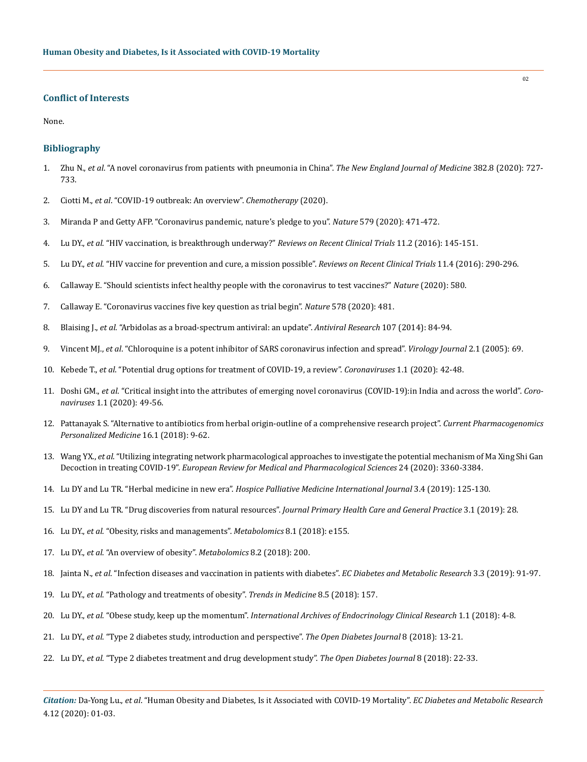## Conflict of Interests

None.

## Bibliography

1. Zhu N., *et al*. "A novel coronavirus from patients with pneumonia in China". *The New England Journal of Medicine* 382.8 (2020): 727-733.
2. Ciotti M., *et al*. "COVID-19 outbreak: An overview". *Chemotherapy* (2020).
3. Miranda P and Getty AFP. "Coronavirus pandemic, nature's pledge to you". *Nature* 579 (2020): 471-472.
4. Lu DY., *et al*. "HIV vaccination, is breakthrough underway?" *Reviews on Recent Clinical Trials* 11.2 (2016): 145-151.
5. Lu DY., *et al*. "HIV vaccine for prevention and cure, a mission possible". *Reviews on Recent Clinical Trials* 11.4 (2016): 290-296.
6. Callaway E. "Should scientists infect healthy people with the coronavirus to test vaccines?" *Nature* (2020): 580.
7. Callaway E. "Coronavirus vaccines five key question as trial begin". *Nature* 578 (2020): 481.
8. Blaising J., *et al*. "Arbidolas as a broad-spectrum antiviral: an update". *Antiviral Research* 107 (2014): 84-94.
9. Vincent MJ., *et al*. "Chloroquine is a potent inhibitor of SARS coronavirus infection and spread". *Virology Journal* 2.1 (2005): 69.
10. Kebede T., *et al*. "Potential drug options for treatment of COVID-19, a review". *Coronaviruses* 1.1 (2020): 42-48.
11. Doshi GM., *et al*. "Critical insight into the attributes of emerging novel coronavirus (COVID-19):in India and across the world". *Coronaviruses* 1.1 (2020): 49-56.
12. Pattanayak S. "Alternative to antibiotics from herbal origin-outline of a comprehensive research project". *Current Pharmacogenomics Personalized Medicine* 16.1 (2018): 9-62.
13. Wang YX., *et al*. "Utilizing integrating network pharmacological approaches to investigate the potential mechanism of Ma Xing Shi Gan Decoction in treating COVID-19". *European Review for Medical and Pharmacological Sciences* 24 (2020): 3360-3384.
14. Lu DY and Lu TR. "Herbal medicine in new era". *Hospice Palliative Medicine International Journal* 3.4 (2019): 125-130.
15. Lu DY and Lu TR. "Drug discoveries from natural resources". *Journal Primary Health Care and General Practice* 3.1 (2019): 28.
16. Lu DY., *et al*. "Obesity, risks and managements". *Metabolomics* 8.1 (2018): e155.
17. Lu DY., *et al*. "An overview of obesity". *Metabolomics* 8.2 (2018): 200.
18. Jainta N., *et al*. "Infection diseases and vaccination in patients with diabetes". *EC Diabetes and Metabolic Research* 3.3 (2019): 91-97.
19. Lu DY., *et al*. "Pathology and treatments of obesity". *Trends in Medicine* 8.5 (2018): 157.
20. Lu DY., *et al*. "Obese study, keep up the momentum". *International Archives of Endocrinology Clinical Research* 1.1 (2018): 4-8.
21. Lu DY., *et al*. "Type 2 diabetes study, introduction and perspective". *The Open Diabetes Journal* 8 (2018): 13-21.
22. Lu DY., *et al*. "Type 2 diabetes treatment and drug development study". *The Open Diabetes Journal* 8 (2018): 22-33.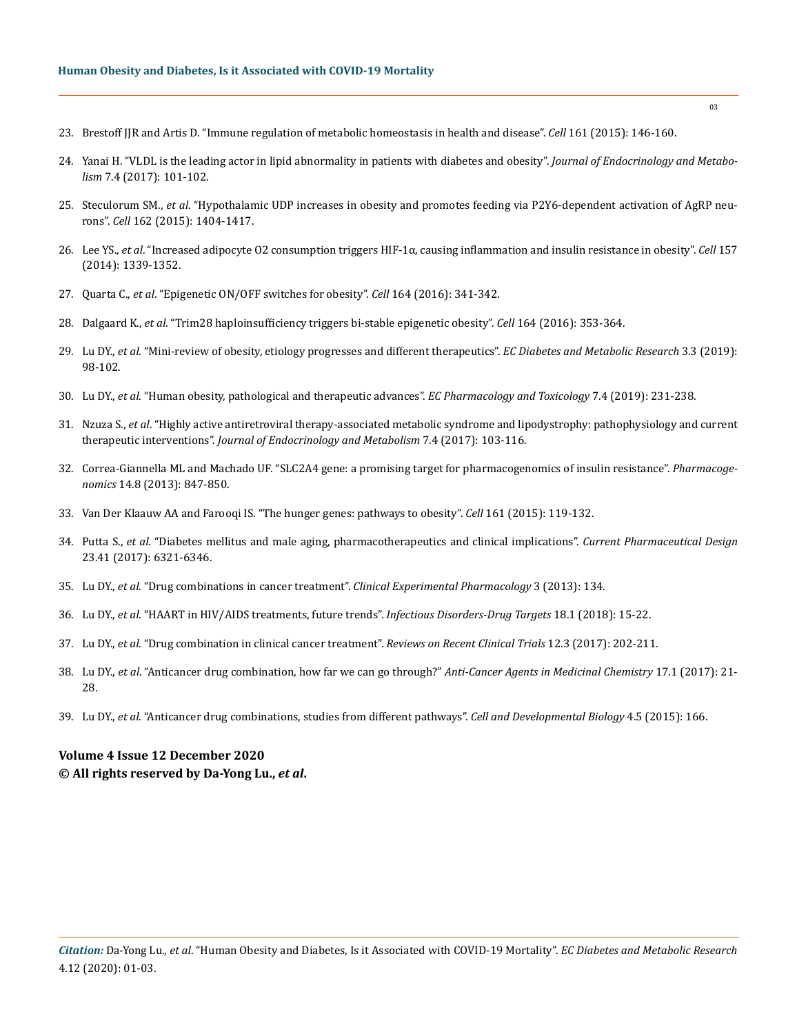23. Brestoff JJR and Artis D. "Immune regulation of metabolic homeostasis in health and disease". *Cell* 161 (2015): 146-160.

24. Yanai H. "VLDL is the leading actor in lipid abnormality in patients with diabetes and obesity". *Journal of Endocrinology and Metabolism* 7.4 (2017): 101-102.

25. Steculorum SM., *et al*. "Hypothalamic UDP increases in obesity and promotes feeding via P2Y6-dependent activation of AgRP neurons". *Cell* 162 (2015): 1404-1417.

26. Lee YS., *et al*. "Increased adipocyte O2 consumption triggers HIF-1α, causing inflammation and insulin resistance in obesity". *Cell* 157 (2014): 1339-1352.

27. Quarta C., *et al*. "Epigenetic ON/OFF switches for obesity". *Cell* 164 (2016): 341-342.

28. Dalgaard K., *et al*. "Trim28 haploinsufficiency triggers bi-stable epigenetic obesity". *Cell* 164 (2016): 353-364.

29. Lu DY., *et al*. "Mini-review of obesity, etiology progresses and different therapeutics". *EC Diabetes and Metabolic Research* 3.3 (2019): 98-102.

30. Lu DY., *et al*. "Human obesity, pathological and therapeutic advances". *EC Pharmacology and Toxicology* 7.4 (2019): 231-238.

31. Nzuza S., *et al*. "Highly active antiretroviral therapy-associated metabolic syndrome and lipodystrophy: pathophysiology and current therapeutic interventions". *Journal of Endocrinology and Metabolism* 7.4 (2017): 103-116.

32. Correa-Giannella ML and Machado UF. "SLC2A4 gene: a promising target for pharmacogenomics of insulin resistance". *Pharmacogenomics* 14.8 (2013): 847-850.

33. Van Der Klaauw AA and Farooqi IS. "The hunger genes: pathways to obesity". *Cell* 161 (2015): 119-132.

34. Putta S., *et al*. "Diabetes mellitus and male aging, pharmacotherapeutics and clinical implications". *Current Pharmaceutical Design* 23.41 (2017): 6321-6346.

35. Lu DY., *et al*. "Drug combinations in cancer treatment". *Clinical Experimental Pharmacology* 3 (2013): 134.

36. Lu DY., *et al*. "HAART in HIV/AIDS treatments, future trends". *Infectious Disorders-Drug Targets* 18.1 (2018): 15-22.

37. Lu DY., *et al*. "Drug combination in clinical cancer treatment". *Reviews on Recent Clinical Trials* 12.3 (2017): 202-211.

38. Lu DY., *et al*. "Anticancer drug combination, how far we can go through?" *Anti-Cancer Agents in Medicinal Chemistry* 17.1 (2017): 21-28.

39. Lu DY., *et al*. "Anticancer drug combinations, studies from different pathways". *Cell and Developmental Biology* 4.5 (2015): 166.

**Volume 4 Issue 12 December 2020**
**© All rights reserved by Da-Yong Lu., *et al*.**